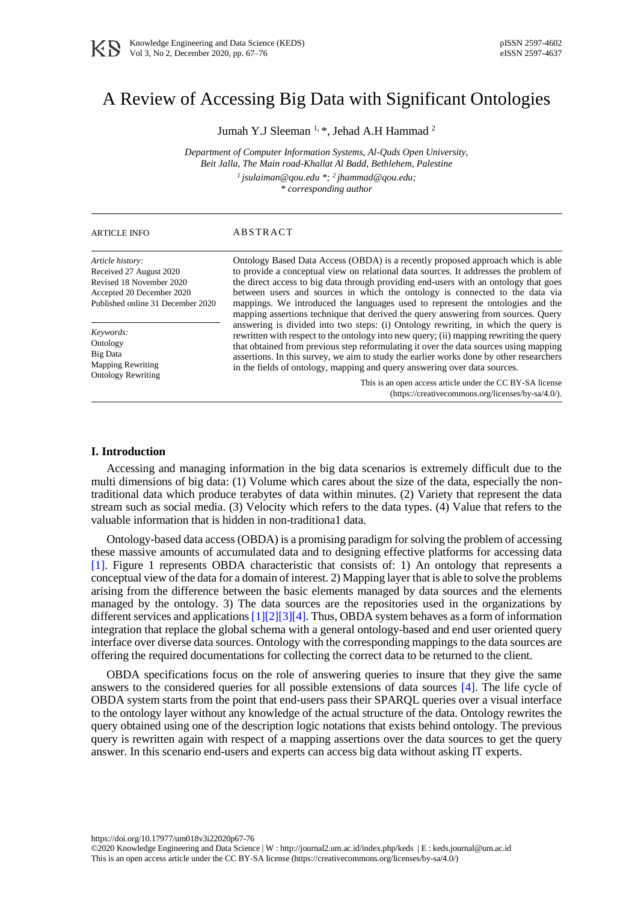# A Review of Accessing Big Data with Significant Ontologies

Jumah Y.J Sleeman [1,*], Jehad A.H Hammad [2]

*Department of Computer Information Systems, Al-Quds Open University, Beit Jalla, The Main road-Khallat Al Badd, Bethlehem, Palestine*

*[1] jsulaiman@qou.edu *; [2] jhammad@qou.edu;*
*\* corresponding author*

**ARTICLE INFO**

*Article history:*
Received 27 August 2020
Revised 18 November 2020
Accepted 20 December 2020
Published online 31 December 2020

*Keywords:*
Ontology
Big Data
Mapping Rewriting
Ontology Rewriting

**ABSTRACT**

Ontology Based Data Access (OBDA) is a recently proposed approach which is able to provide a conceptual view on relational data sources. It addresses the problem of the direct access to big data through providing end-users with an ontology that goes between users and sources in which the ontology is connected to the data via mappings. We introduced the languages used to represent the ontologies and the mapping assertions technique that derived the query answering from sources. Query answering is divided into two steps: (i) Ontology rewriting, in which the query is rewritten with respect to the ontology into new query; (ii) mapping rewriting the query that obtained from previous step reformulating it over the data sources using mapping assertions. In this survey, we aim to study the earlier works done by other researchers in the fields of ontology, mapping and query answering over data sources.

This is an open access article under the CC BY-SA license (https://creativecommons.org/licenses/by-sa/4.0/).

## I. Introduction

Accessing and managing information in the big data scenarios is extremely difficult due to the multi dimensions of big data: (1) Volume which cares about the size of the data, especially the non-traditional data which produce terabytes of data within minutes. (2) Variety that represent the data stream such as social media. (3) Velocity which refers to the data types. (4) Value that refers to the valuable information that is hidden in non-traditiona1 data.

Ontology-based data access (OBDA) is a promising paradigm for solving the problem of accessing these massive amounts of accumulated data and to designing effective platforms for accessing data [1]. Figure 1 represents OBDA characteristic that consists of: 1) An ontology that represents a conceptual view of the data for a domain of interest. 2) Mapping layer that is able to solve the problems arising from the difference between the basic elements managed by data sources and the elements managed by the ontology. 3) The data sources are the repositories used in the organizations by different services and applications [1][2][3][4]. Thus, OBDA system behaves as a form of information integration that replace the global schema with a general ontology-based and end user oriented query interface over diverse data sources. Ontology with the corresponding mappings to the data sources are offering the required documentations for collecting the correct data to be returned to the client.

OBDA specifications focus on the role of answering queries to insure that they give the same answers to the considered queries for all possible extensions of data sources [4]. The life cycle of OBDA system starts from the point that end-users pass their SPARQL queries over a visual interface to the ontology layer without any knowledge of the actual structure of the data. Ontology rewrites the query obtained using one of the description logic notations that exists behind ontology. The previous query is rewritten again with respect of a mapping assertions over the data sources to get the query answer. In this scenario end-users and experts can access big data without asking IT experts.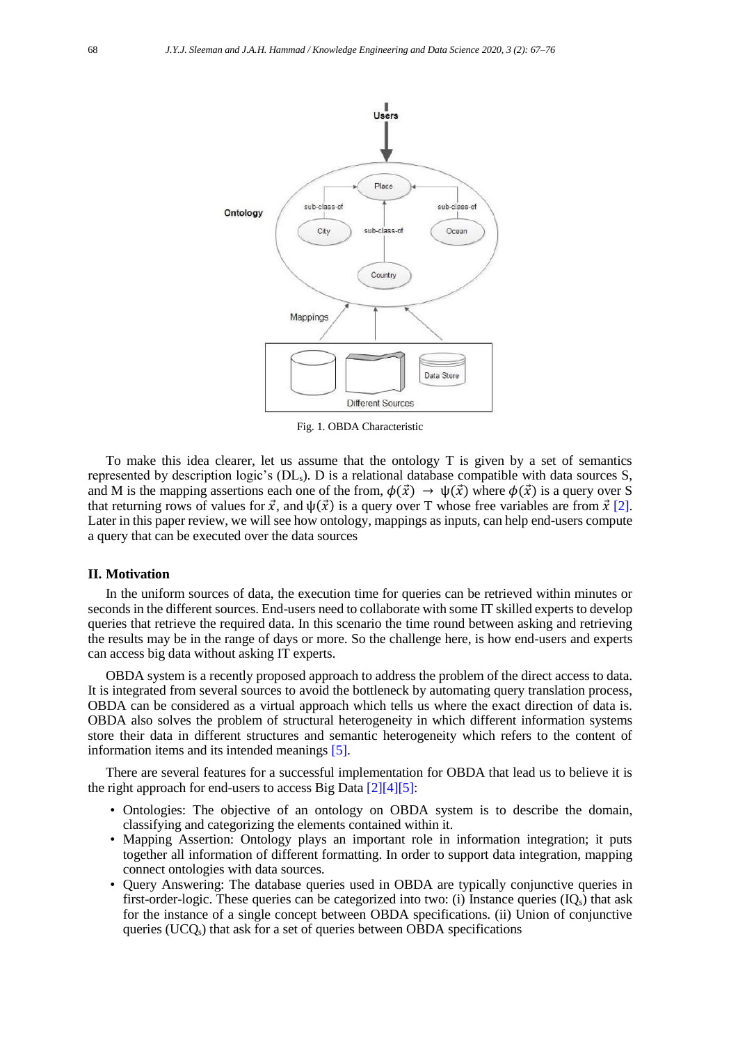Fig. 1. OBDA Characteristic

To make this idea clearer, let us assume that the ontology T is given by a set of semantics represented by description logic's ($DL_s$). D is a relational database compatible with data sources S, and M is the mapping assertions each one of the from, $\phi(\vec{x}) \rightarrow \psi(\vec{x})$ where $\phi(\vec{x})$ is a query over S that returning rows of values for $\vec{x}$, and $\psi(\vec{x})$ is a query over T whose free variables are from $\vec{x}$ [2]. Later in this paper review, we will see how ontology, mappings as inputs, can help end-users compute a query that can be executed over the data sources

## II. Motivation

In the uniform sources of data, the execution time for queries can be retrieved within minutes or seconds in the different sources. End-users need to collaborate with some IT skilled experts to develop queries that retrieve the required data. In this scenario the time round between asking and retrieving the results may be in the range of days or more. So the challenge here, is how end-users and experts can access big data without asking IT experts.

OBDA system is a recently proposed approach to address the problem of the direct access to data. It is integrated from several sources to avoid the bottleneck by automating query translation process, OBDA can be considered as a virtual approach which tells us where the exact direction of data is. OBDA also solves the problem of structural heterogeneity in which different information systems store their data in different structures and semantic heterogeneity which refers to the content of information items and its intended meanings [5].

There are several features for a successful implementation for OBDA that lead us to believe it is the right approach for end-users to access Big Data [2][4][5]:

- Ontologies: The objective of an ontology on OBDA system is to describe the domain, classifying and categorizing the elements contained within it.
- Mapping Assertion: Ontology plays an important role in information integration; it puts together all information of different formatting. In order to support data integration, mapping connect ontologies with data sources.
- Query Answering: The database queries used in OBDA are typically conjunctive queries in first-order-logic. These queries can be categorized into two: (i) Instance queries ($IQ_s$) that ask for the instance of a single concept between OBDA specifications. (ii) Union of conjunctive queries ($UCQ_s$) that ask for a set of queries between OBDA specifications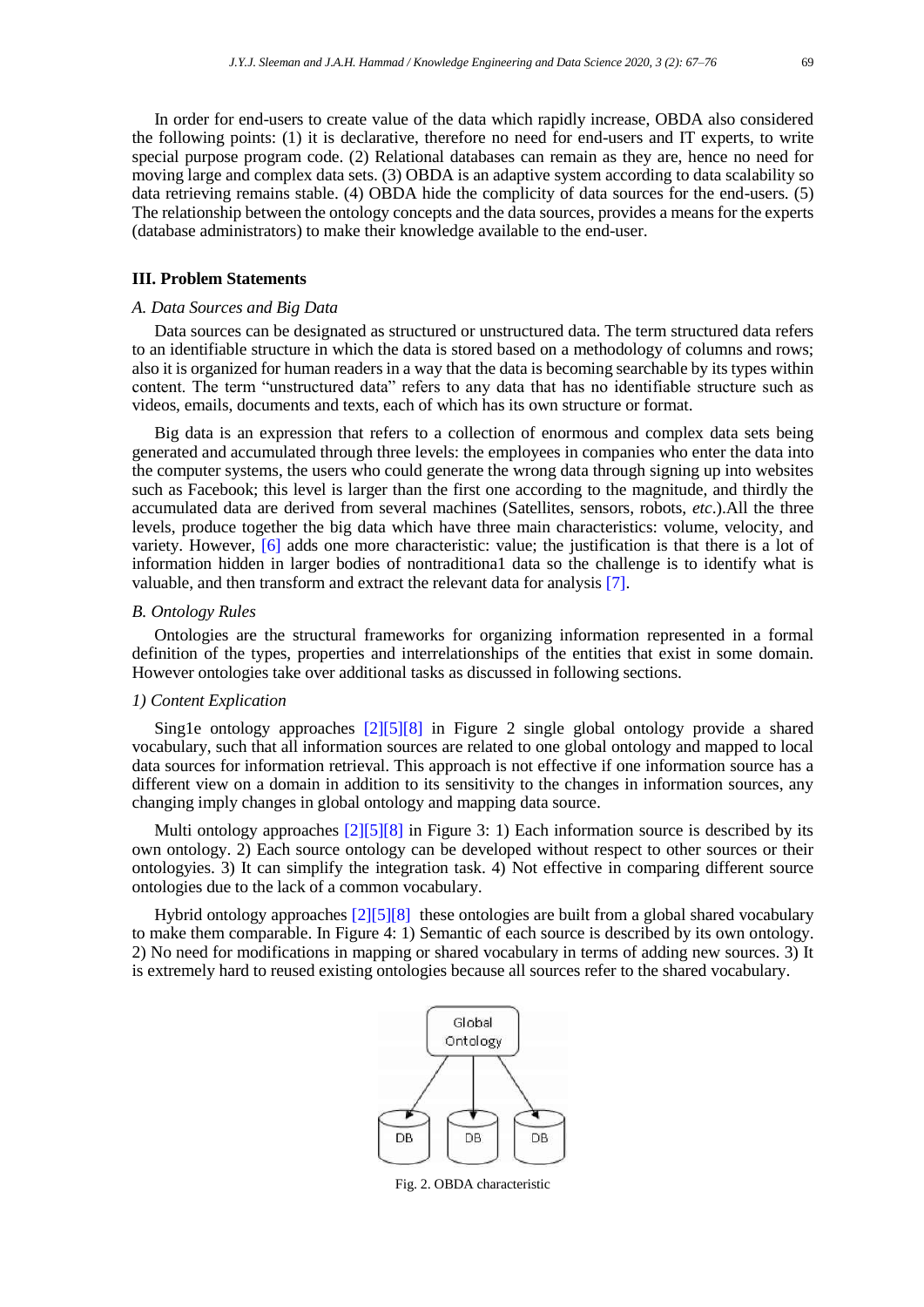In order for end-users to create value of the data which rapidly increase, OBDA also considered the following points: (1) it is declarative, therefore no need for end-users and IT experts, to write special purpose program code. (2) Relational databases can remain as they are, hence no need for moving large and complex data sets. (3) OBDA is an adaptive system according to data scalability so data retrieving remains stable. (4) OBDA hide the complicity of data sources for the end-users. (5) The relationship between the ontology concepts and the data sources, provides a means for the experts (database administrators) to make their knowledge available to the end-user.

## III. Problem Statements

### *A. Data Sources and Big Data*

Data sources can be designated as structured or unstructured data. The term structured data refers to an identifiable structure in which the data is stored based on a methodology of columns and rows; also it is organized for human readers in a way that the data is becoming searchable by its types within content. The term "unstructured data" refers to any data that has no identifiable structure such as videos, emails, documents and texts, each of which has its own structure or format.

Big data is an expression that refers to a collection of enormous and complex data sets being generated and accumulated through three levels: the employees in companies who enter the data into the computer systems, the users who could generate the wrong data through signing up into websites such as Facebook; this level is larger than the first one according to the magnitude, and thirdly the accumulated data are derived from several machines (Satellites, sensors, robots, *etc*.).All the three levels, produce together the big data which have three main characteristics: volume, velocity, and variety. However, [6] adds one more characteristic: value; the justification is that there is a lot of information hidden in larger bodies of nontraditiona1 data so the challenge is to identify what is valuable, and then transform and extract the relevant data for analysis [7].

### *B. Ontology Rules*

Ontologies are the structural frameworks for organizing information represented in a formal definition of the types, properties and interrelationships of the entities that exist in some domain. However ontologies take over additional tasks as discussed in following sections.

#### *1) Content Explication*

Sing1e ontology approaches [2][5][8] in Figure 2 single global ontology provide a shared vocabulary, such that all information sources are related to one global ontology and mapped to local data sources for information retrieval. This approach is not effective if one information source has a different view on a domain in addition to its sensitivity to the changes in information sources, any changing imply changes in global ontology and mapping data source.

Multi ontology approaches [2][5][8] in Figure 3: 1) Each information source is described by its own ontology. 2) Each source ontology can be developed without respect to other sources or their ontologyies. 3) It can simplify the integration task. 4) Not effective in comparing different source ontologies due to the lack of a common vocabulary.

Hybrid ontology approaches [2][5][8] these ontologies are built from a global shared vocabulary to make them comparable. In Figure 4: 1) Semantic of each source is described by its own ontology. 2) No need for modifications in mapping or shared vocabulary in terms of adding new sources. 3) It is extremely hard to reused existing ontologies because all sources refer to the shared vocabulary.

Global Ontology

DB DB DB

Fig. 2. OBDA characteristic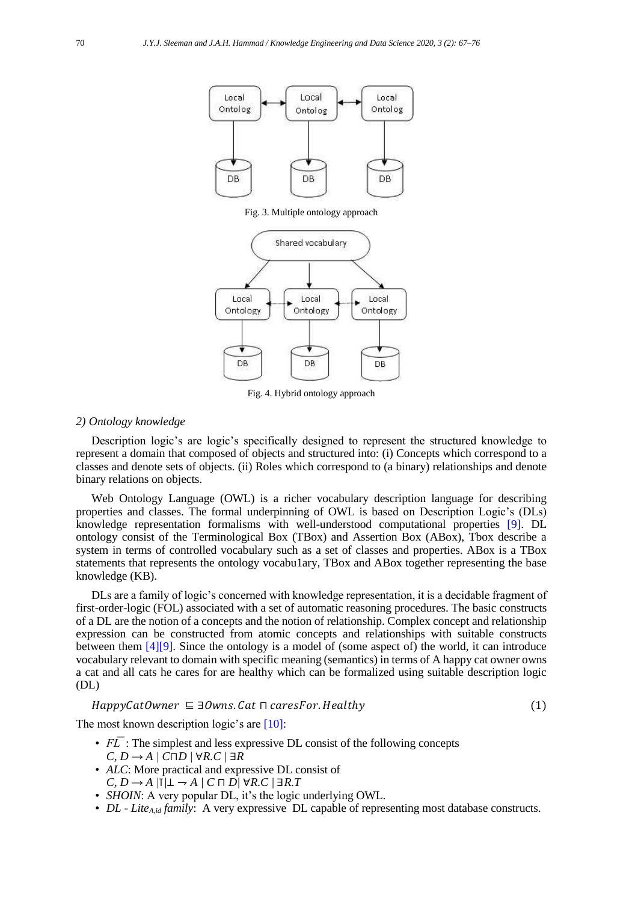Fig. 3. Multiple ontology approach

Fig. 4. Hybrid ontology approach

### *2) Ontology knowledge*

Description logic's are logic's specifically designed to represent the structured knowledge to represent a domain that composed of objects and structured into: (i) Concepts which correspond to a classes and denote sets of objects. (ii) Roles which correspond to (a binary) relationships and denote binary relations on objects.

Web Ontology Language (OWL) is a richer vocabulary description language for describing properties and classes. The formal underpinning of OWL is based on Description Logic's (DLs) knowledge representation formalisms with well-understood computational properties [9]. DL ontology consist of the Terminological Box (TBox) and Assertion Box (ABox), Tbox describe a system in terms of controlled vocabulary such as a set of classes and properties. ABox is a TBox statements that represents the ontology vocabu1ary, TBox and ABox together representing the base knowledge (KB).

DLs are a family of logic's concerned with knowledge representation, it is a decidable fragment of first-order-logic (FOL) associated with a set of automatic reasoning procedures. The basic constructs of a DL are the notion of a concepts and the notion of relationship. Complex concept and relationship expression can be constructed from atomic concepts and relationships with suitable constructs between them [4][9]. Since the ontology is a model of (some aspect of) the world, it can introduce vocabulary relevant to domain with specific meaning (semantics) in terms of A happy cat owner owns a cat and all cats he cares for are healthy which can be formalized using suitable description logic (DL)

$$HappyCatOwner \sqsubseteq \exists Owns.Cat \sqcap caresFor.Healthy \tag{1}$$

The most known description logic's are [10]:

- $F\overline{L}$ : The simplest and less expressive DL consist of the following concepts $C, D \rightarrow A \mid C \sqcap D \mid \forall R.C \mid \exists R$
- *ALC*: More practical and expressive DL consist of $C, D \rightarrow A \mid \top \mid \bot \rightarrow A \mid C \sqcap D \mid \forall R.C \mid \exists R.T$
- *SHOIN*: A very popular DL, it's the logic underlying OWL.
- *DL - Lite$_{A,id}$ family*: A very expressive DL capable of representing most database constructs.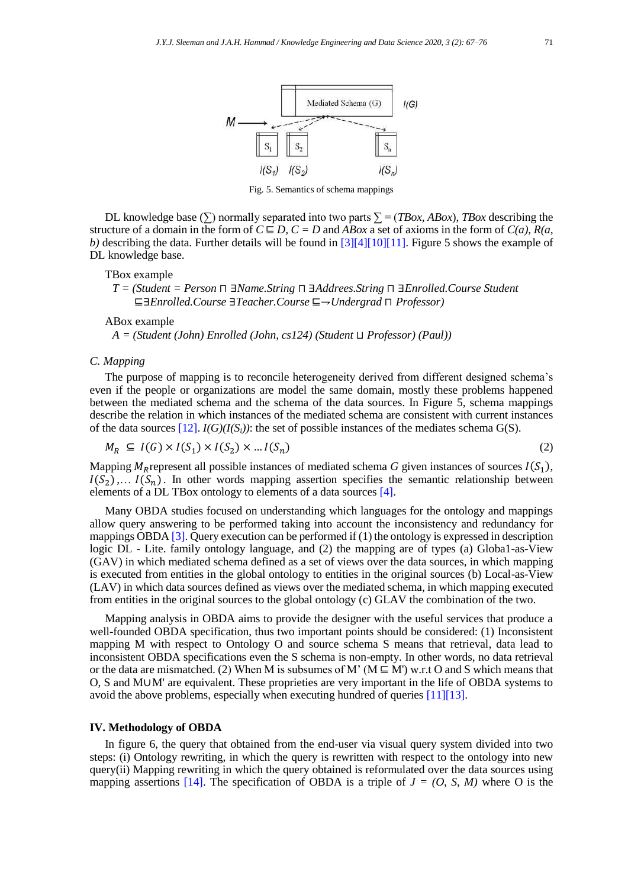Fig. 5. Semantics of schema mappings

DL knowledge base (∑) normally separated into two parts ∑ = (*TBox*, *ABox*), *TBox* describing the structure of a domain in the form of $C \sqsubseteq D$, $C = D$ and *ABox* a set of axioms in the form of *C(a)*, *R(a, b)* describing the data. Further details will be found in [3][4][10][11]. Figure 5 shows the example of DL knowledge base.

TBox example

*T = (Student = Person ⊓ ∃Name.String ⊓ ∃Addrees.String ⊓ ∃Enrolled.Course Student ⊑∃Enrolled.Course ∃Teacher.Course ⊑¬Undergrad ⊓ Professor)*

ABox example

*A = (Student (John) Enrolled (John, cs124) (Student ⊔ Professor) (Paul))*

### C. Mapping

The purpose of mapping is to reconcile heterogeneity derived from different designed schema's even if the people or organizations are model the same domain, mostly these problems happened between the mediated schema and the schema of the data sources. In Figure 5, schema mappings describe the relation in which instances of the mediated schema are consistent with current instances of the data sources [12]. $I(G)(I(S_i))$: the set of possible instances of the mediates schema G(S).

$$M_R \subseteq I(G) \times I(S_1) \times I(S_2) \times \dots I(S_n) \tag{2}$$

Mapping $M_R$represent all possible instances of mediated schema $G$ given instances of sources $I(S_1)$, $I(S_2)$,… $I(S_n)$. In other words mapping assertion specifies the semantic relationship between elements of a DL TBox ontology to elements of a data sources [4].

Many OBDA studies focused on understanding which languages for the ontology and mappings allow query answering to be performed taking into account the inconsistency and redundancy for mappings OBDA [3]. Query execution can be performed if (1) the ontology is expressed in description logic DL - Lite. family ontology language, and (2) the mapping are of types (a) Globa1-as-View (GAV) in which mediated schema defined as a set of views over the data sources, in which mapping is executed from entities in the global ontology to entities in the original sources (b) Local-as-View (LAV) in which data sources defined as views over the mediated schema, in which mapping executed from entities in the original sources to the global ontology (c) GLAV the combination of the two.

Mapping analysis in OBDA aims to provide the designer with the useful services that produce a well-founded OBDA specification, thus two important points should be considered: (1) Inconsistent mapping M with respect to Ontology O and source schema S means that retrieval, data lead to inconsistent OBDA specifications even the S schema is non-empty. In other words, no data retrieval or the data are mismatched. (2) When M is subsumes of M' (M ⊑ M') w.r.t O and S which means that O, S and M∪M' are equivalent. These proprieties are very important in the life of OBDA systems to avoid the above problems, especially when executing hundred of queries [11][13].

## IV. Methodology of OBDA

In figure 6, the query that obtained from the end-user via visual query system divided into two steps: (i) Ontology rewriting, in which the query is rewritten with respect to the ontology into new query(ii) Mapping rewriting in which the query obtained is reformulated over the data sources using mapping assertions [14]. The specification of OBDA is a triple of *J = (O, S, M)* where O is the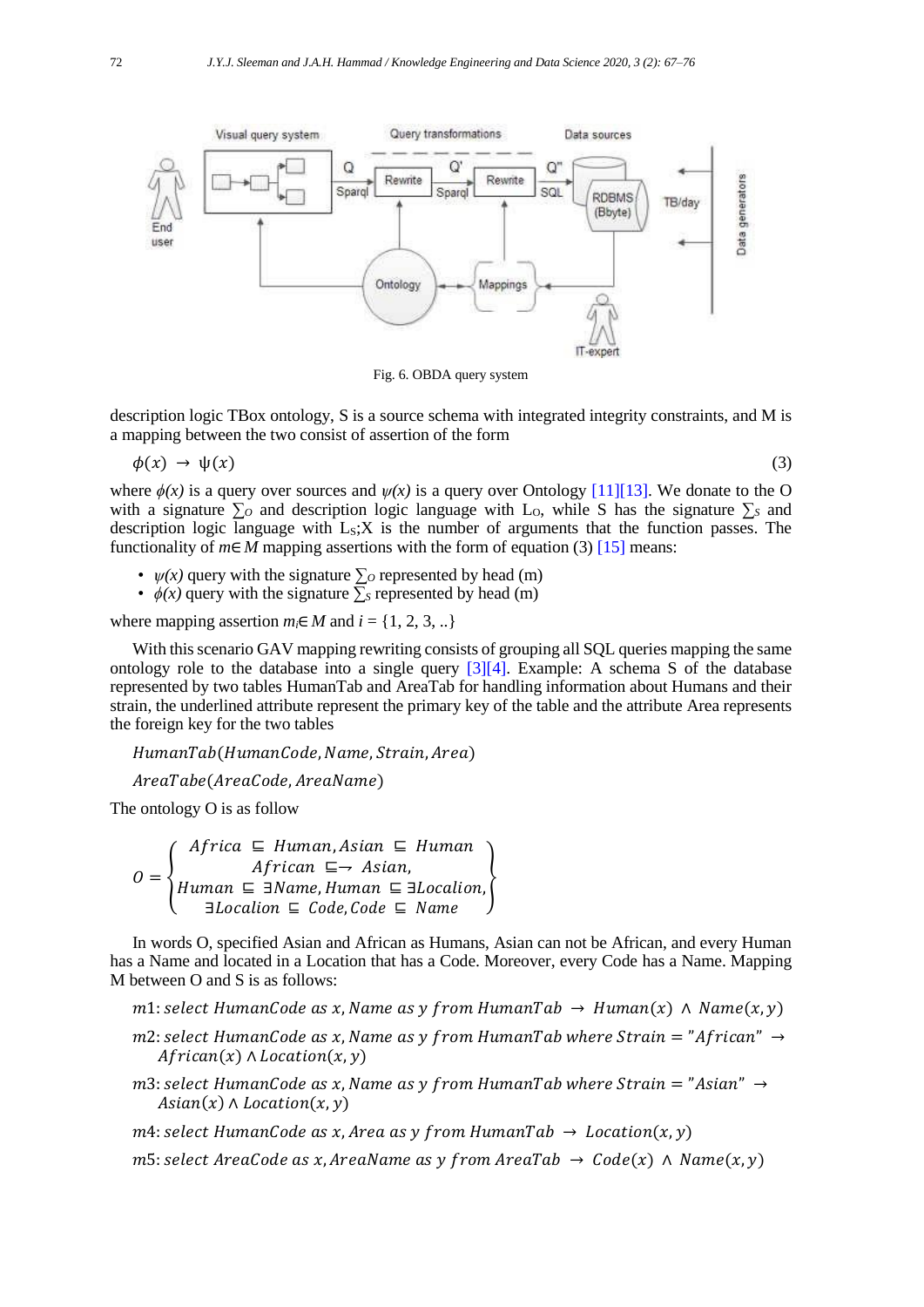Fig. 6. OBDA query system

description logic TBox ontology, S is a source schema with integrated integrity constraints, and M is a mapping between the two consist of assertion of the form

$$\phi(x) \rightarrow \psi(x) \tag{3}$$

where $\phi(x)$ is a query over sources and $\psi(x)$ is a query over Ontology [11][13]. We donate to the O with a signature $\sum_O$ and description logic language with $L_O$, while S has the signature $\sum_S$ and description logic language with $L_S$;X is the number of arguments that the function passes. The functionality of $m \in M$ mapping assertions with the form of equation (3) [15] means:

- $\psi(x)$ query with the signature $\sum_O$ represented by head (m)
- $\phi(x)$ query with the signature $\sum_S$ represented by head (m)

where mapping assertion $m_i \in M$ and $i = \{1, 2, 3, ..\}$

With this scenario GAV mapping rewriting consists of grouping all SQL queries mapping the same ontology role to the database into a single query [3][4]. Example: A schema S of the database represented by two tables HumanTab and AreaTab for handling information about Humans and their strain, the underlined attribute represent the primary key of the table and the attribute Area represents the foreign key for the two tables

$$HumanTab(HumanCode, Name, Strain, Area)$$

$$AreaTabe(AreaCode, AreaName)$$

The ontology O is as follow

$$O = \left\{ \begin{array}{c} Africa \sqsubseteq Human, Asian \sqsubseteq Human \\ African \sqsubseteq\rightharpoondown Asian, \\ Human \sqsubseteq \exists Name, Human \sqsubseteq \exists Localion, \\ \exists Localion \sqsubseteq Code, Code \sqsubseteq Name \end{array} \right\}$$

In words O, specified Asian and African as Humans, Asian can not be African, and every Human has a Name and located in a Location that has a Code. Moreover, every Code has a Name. Mapping M between O and S is as follows:

$m1$: $select\ HumanCode\ as\ x, Name\ as\ y\ from\ HumanTab \rightarrow Human(x) \wedge Name(x, y)$

$m2$: $select\ HumanCode\ as\ x, Name\ as\ y\ from\ HumanTab\ where\ Strain = "African" \rightarrow African(x) \wedge Location(x, y)$

$m3$: $select\ HumanCode\ as\ x, Name\ as\ y\ from\ HumanTab\ where\ Strain = "Asian" \rightarrow Asian(x) \wedge Location(x, y)$

$m4$: $select\ HumanCode\ as\ x, Area\ as\ y\ from\ HumanTab \rightarrow Location(x, y)$

$m5$: $select\ AreaCode\ as\ x, AreaName\ as\ y\ from\ AreaTab \rightarrow Code(x) \wedge Name(x, y)$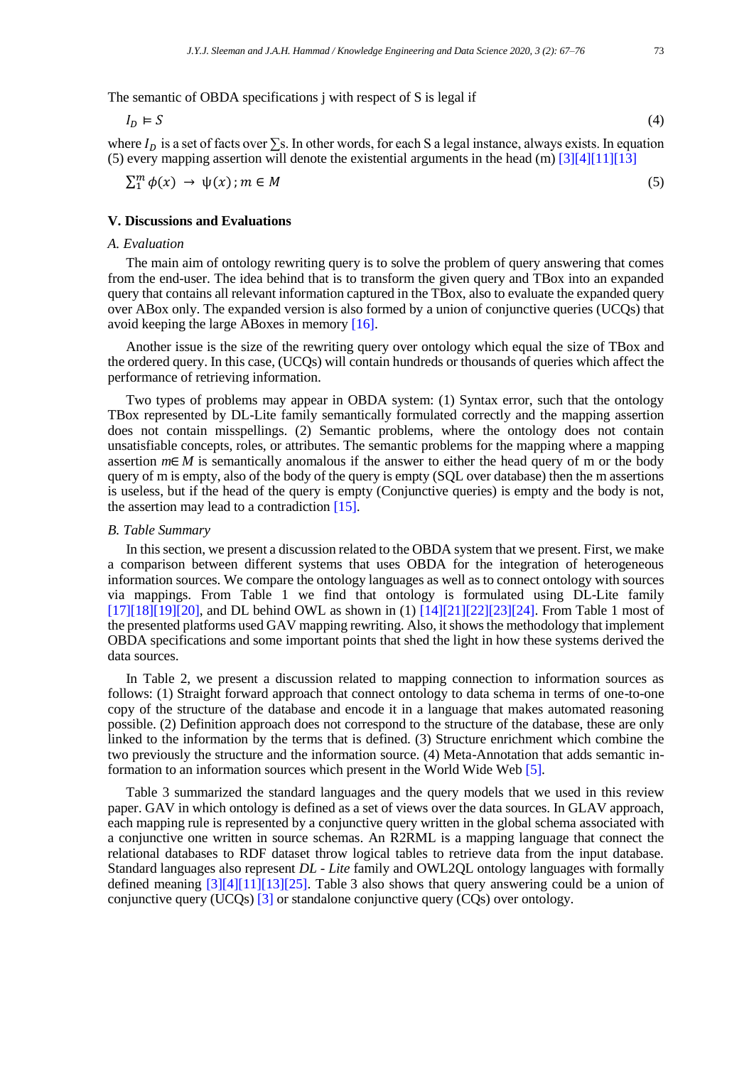The semantic of OBDA specifications j with respect of S is legal if

$$I_D \vDash S \tag{4}$$

where $I_D$ is a set of facts over $\sum$s. In other words, for each S a legal instance, always exists. In equation (5) every mapping assertion will denote the existential arguments in the head (m) [3][4][11][13]

$$\sum_1^m \phi(x) \rightarrow \psi(x) ; m \in M \tag{5}$$

## V. Discussions and Evaluations

### A. Evaluation

The main aim of ontology rewriting query is to solve the problem of query answering that comes from the end-user. The idea behind that is to transform the given query and TBox into an expanded query that contains all relevant information captured in the TBox, also to evaluate the expanded query over ABox only. The expanded version is also formed by a union of conjunctive queries (UCQs) that avoid keeping the large ABoxes in memory [16].

Another issue is the size of the rewriting query over ontology which equal the size of TBox and the ordered query. In this case, (UCQs) will contain hundreds or thousands of queries which affect the performance of retrieving information.

Two types of problems may appear in OBDA system: (1) Syntax error, such that the ontology TBox represented by DL-Lite family semantically formulated correctly and the mapping assertion does not contain misspellings. (2) Semantic problems, where the ontology does not contain unsatisfiable concepts, roles, or attributes. The semantic problems for the mapping where a mapping assertion $m \in M$ is semantically anomalous if the answer to either the head query of m or the body query of m is empty, also of the body of the query is empty (SQL over database) then the m assertions is useless, but if the head of the query is empty (Conjunctive queries) is empty and the body is not, the assertion may lead to a contradiction [15].

### B. Table Summary

In this section, we present a discussion related to the OBDA system that we present. First, we make a comparison between different systems that uses OBDA for the integration of heterogeneous information sources. We compare the ontology languages as well as to connect ontology with sources via mappings. From Table 1 we find that ontology is formulated using DL-Lite family [17][18][19][20], and DL behind OWL as shown in (1) [14][21][22][23][24]. From Table 1 most of the presented platforms used GAV mapping rewriting. Also, it shows the methodology that implement OBDA specifications and some important points that shed the light in how these systems derived the data sources.

In Table 2, we present a discussion related to mapping connection to information sources as follows: (1) Straight forward approach that connect ontology to data schema in terms of one-to-one copy of the structure of the database and encode it in a language that makes automated reasoning possible. (2) Definition approach does not correspond to the structure of the database, these are only linked to the information by the terms that is defined. (3) Structure enrichment which combine the two previously the structure and the information source. (4) Meta-Annotation that adds semantic information to an information sources which present in the World Wide Web [5].

Table 3 summarized the standard languages and the query models that we used in this review paper. GAV in which ontology is defined as a set of views over the data sources. In GLAV approach, each mapping rule is represented by a conjunctive query written in the global schema associated with a conjunctive one written in source schemas. An R2RML is a mapping language that connect the relational databases to RDF dataset throw logical tables to retrieve data from the input database. Standard languages also represent *DL - Lite* family and OWL2QL ontology languages with formally defined meaning [3][4][11][13][25]. Table 3 also shows that query answering could be a union of conjunctive query (UCQs) [3] or standalone conjunctive query (CQs) over ontology.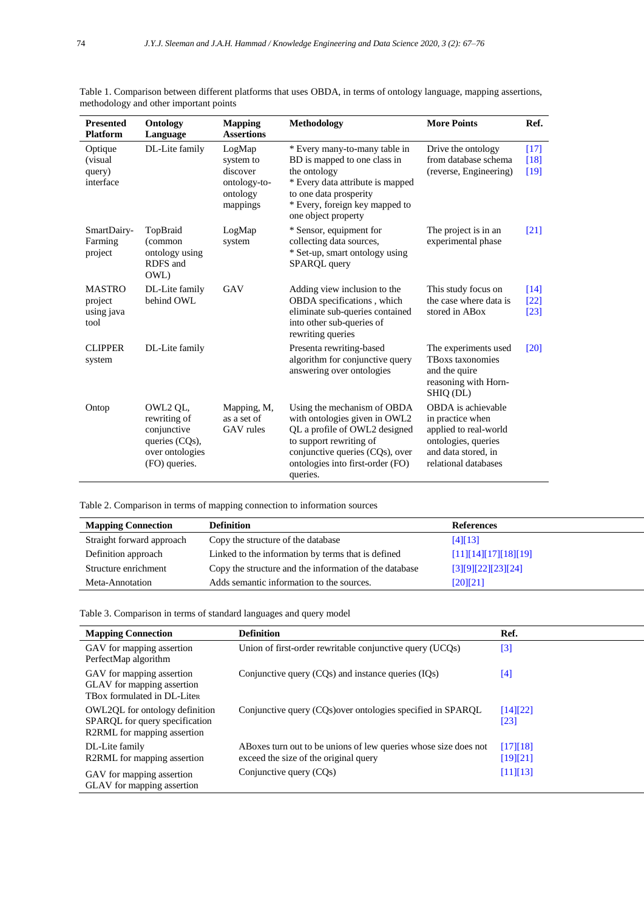Table 1. Comparison between different platforms that uses OBDA, in terms of ontology language, mapping assertions, methodology and other important points

| Presented Platform | Ontology Language | Mapping Assertions | Methodology | More Points | Ref. |
|---|---|---|---|---|---|
| Optique (visual query) interface | DL-Lite family | LogMap system to discover ontology-to-ontology mappings | * Every many-to-many table in BD is mapped to one class in the ontology * Every data attribute is mapped to one data prosperity * Every, foreign key mapped to one object property | Drive the ontology from database schema (reverse, Engineering) | [17] [18] [19] |
| SmartDairy-Farming project | TopBraid (common ontology using RDFS and OWL) | LogMap system | * Sensor, equipment for collecting data sources, * Set-up, smart ontology using SPARQL query | The project is in an experimental phase | [21] |
| MASTRO project using java tool | DL-Lite family behind OWL | GAV | Adding view inclusion to the OBDA specifications , which eliminate sub-queries contained into other sub-queries of rewriting queries | This study focus on the case where data is stored in ABox | [14] [22] [23] |
| CLIPPER system | DL-Lite family | | Presenta rewriting-based algorithm for conjunctive query answering over ontologies | The experiments used TBoxs taxonomies and the quire reasoning with Horn-SHIQ (DL) | [20] |
| Ontop | OWL2 QL, rewriting of conjunctive queries (CQs), over ontologies (FO) queries. | Mapping, M, as a set of GAV rules | Using the mechanism of OBDA with ontologies given in OWL2 QL a profile of OWL2 designed to support rewriting of conjunctive queries (CQs), over ontologies into first-order (FO) queries. | OBDA is achievable in practice when applied to real-world ontologies, queries and data stored, in relational databases | |

Table 2. Comparison in terms of mapping connection to information sources

| Mapping Connection | Definition | References |
|---|---|---|
| Straight forward approach | Copy the structure of the database | [4][13] |
| Definition approach | Linked to the information by terms that is defined | [11][14][17][18][19] |
| Structure enrichment | Copy the structure and the information of the database | [3][9][22][23][24] |
| Meta-Annotation | Adds semantic information to the sources. | [20][21] |

Table 3. Comparison in terms of standard languages and query model

| Mapping Connection | Definition | Ref. |
|---|---|---|
| GAV for mapping assertion PerfectMap algorithm | Union of first-order rewritable conjunctive query (UCQs) | [3] |
| GAV for mapping assertion GLAV for mapping assertion TBox formulated in DL-LiteR | Conjunctive query (CQs) and instance queries (IQs) | [4] |
| OWL2QL for ontology definition SPARQL for query specification R2RML for mapping assertion | Conjunctive query (CQs)over ontologies specified in SPARQL | [14][22] [23] |
| DL-Lite family R2RML for mapping assertion | ABoxes turn out to be unions of lew queries whose size does not exceed the size of the original query | [17][18] [19][21] |
| GAV for mapping assertion GLAV for mapping assertion | Conjunctive query (CQs) | [11][13] |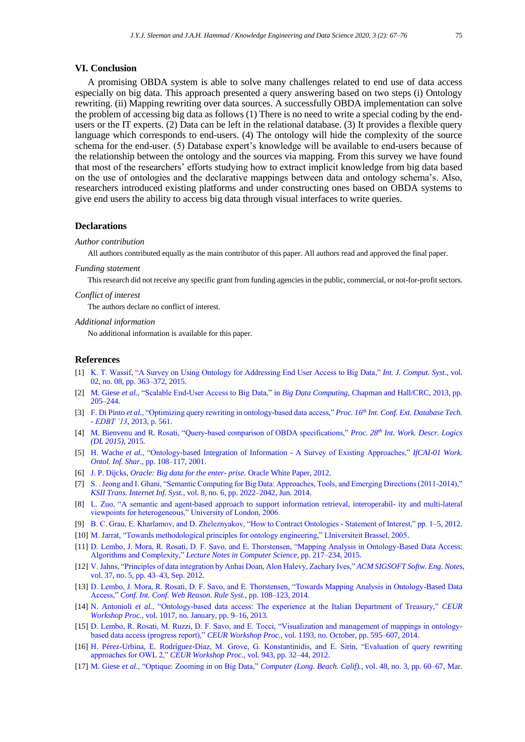## VI. Conclusion

A promising OBDA system is able to solve many challenges related to end use of data access especially on big data. This approach presented a query answering based on two steps (i) Ontology rewriting. (ii) Mapping rewriting over data sources. A successfully OBDA implementation can solve the problem of accessing big data as follows (1) There is no need to write a special coding by the end-users or the IT experts. (2) Data can be left in the relational database. (3) It provides a flexible query language which corresponds to end-users. (4) The ontology will hide the complexity of the source schema for the end-user. (5) Database expert's knowledge will be available to end-users because of the relationship between the ontology and the sources via mapping. From this survey we have found that most of the researchers' efforts studying how to extract implicit knowledge from big data based on the use of ontologies and the declarative mappings between data and ontology schema's. Also, researchers introduced existing platforms and under constructing ones based on OBDA systems to give end users the ability to access big data through visual interfaces to write queries.

## Declarations

*Author contribution*

All authors contributed equally as the main contributor of this paper. All authors read and approved the final paper.

*Funding statement*

This research did not receive any specific grant from funding agencies in the public, commercial, or not-for-profit sectors.

*Conflict of interest*

The authors declare no conflict of interest.

*Additional information*

No additional information is available for this paper.

## References

[1] K. T. Wassif, "A Survey on Using Ontology for Addressing End User Access to Big Data," *Int. J. Comput. Syst.*, vol. 02, no. 08, pp. 363–372, 2015.

[2] M. Giese *et al.*, "Scalable End-User Access to Big Data," in *Big Data Computing*, Chapman and Hall/CRC, 2013, pp. 205–244.

[3] F. Di Pinto *et al.*, "Optimizing query rewriting in ontology-based data access," *Proc. 16th Int. Conf. Ext. Database Tech. - EDBT '13*, 2013, p. 561.

[4] M. Bienvenu and R. Rosati, "Query-based comparison of OBDA specifications," *Proc. 28th Int. Work. Descr. Logics (DL 2015)*, 2015.

[5] H. Wache *et al.*, "Ontology-based Integration of Information - A Survey of Existing Approaches," *IfCAI-01 Work. Ontol. Inf. Shar.*, pp. 108–117, 2001.

[6] J. P. Dijcks, *Oracle: Big data for the enter- prise.* Oracle White Paper, 2012.

[7] S. . Jeong and I. Ghani, "Semantic Computing for Big Data: Approaches, Tools, and Emerging Directions (2011-2014)," *KSII Trans. Internet Inf. Syst.*, vol. 8, no. 6, pp. 2022–2042, Jun. 2014.

[8] L. Zuo, "A semantic and agent-based approach to support information retrieval, interoperabil- ity and multi-lateral viewpoints for heterogeneous," University of London, 2006.

[9] B. C. Grau, E. Kharlamov, and D. Zheleznyakov, "How to Contract Ontologies - Statement of Interest," pp. 1–5, 2012.

[10] M. Jarrat, "Towards methodological principles for ontology engineering," Llniversiteit Brassel, 2005.

[11] D. Lembo, J. Mora, R. Rosati, D. F. Savo, and E. Thorstensen, "Mapping Analysis in Ontology-Based Data Access: Algorithms and Complexity," *Lecture Notes in Computer Science*, pp. 217–234, 2015.

[12] V. Jahns, "Principles of data integration by Anhai Doan, Alon Halevy, Zachary Ives," *ACM SIGSOFT Softw. Eng. Notes*, vol. 37, no. 5, pp. 43–43, Sep. 2012.

[13] D. Lembo, J. Mora, R. Rosati, D. F. Savo, and E. Thorstensen, "Towards Mapping Analysis in Ontology-Based Data Access," *Conf. Int. Conf. Web Reason. Rule Syst.*, pp. 108–123, 2014.

[14] N. Antonioli *et al.*, "Ontology-based data access: The experience at the Italian Department of Treasury," *CEUR Workshop Proc.*, vol. 1017, no. January, pp. 9–16, 2013.

[15] D. Lembo, R. Rosati, M. Ruzzi, D. F. Savo, and E. Tocci, "Visualization and management of mappings in ontology-based data access (progress report)," *CEUR Workshop Proc.*, vol. 1193, no. October, pp. 595–607, 2014.

[16] H. Pérez-Urbina, E. Rodríguez-Díaz, M. Grove, G. Konstantinidis, and E. Sirin, "Evaluation of query rewriting approaches for OWL 2," *CEUR Workshop Proc.*, vol. 943, pp. 32–44, 2012.

[17] M. Giese *et al.*, "Optique: Zooming in on Big Data," *Computer (Long. Beach. Calif).*, vol. 48, no. 3, pp. 60–67, Mar.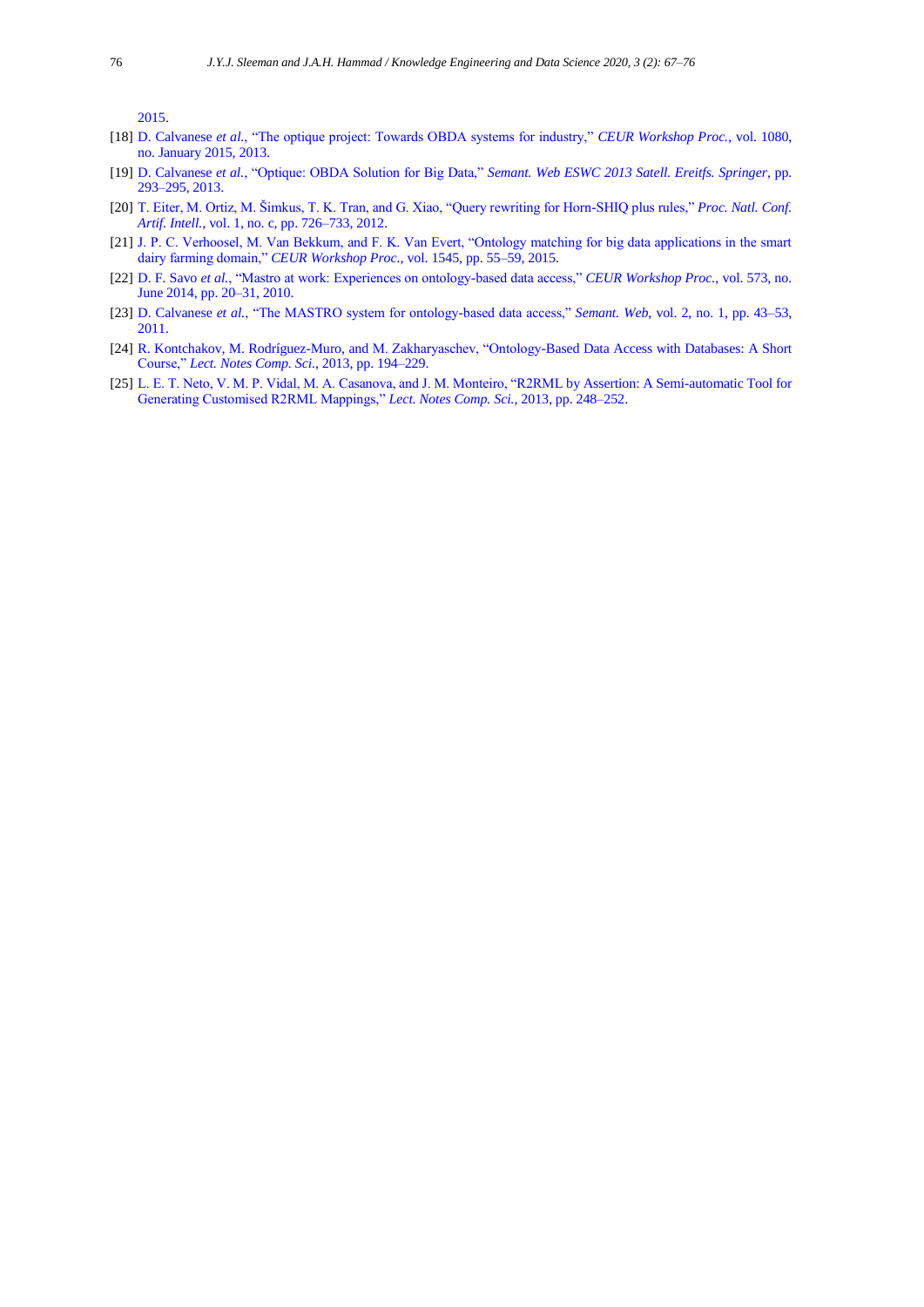2015.

[18] D. Calvanese *et al.*, "The optique project: Towards OBDA systems for industry," *CEUR Workshop Proc.*, vol. 1080, no. January 2015, 2013.

[19] D. Calvanese *et al.*, "Optique: OBDA Solution for Big Data," *Semant. Web ESWC 2013 Satell. Ereitfs. Springer*, pp. 293–295, 2013.

[20] T. Eiter, M. Ortiz, M. Šimkus, T. K. Tran, and G. Xiao, "Query rewriting for Horn-SHIQ plus rules," *Proc. Natl. Conf. Artif. Intell.*, vol. 1, no. c, pp. 726–733, 2012.

[21] J. P. C. Verhoosel, M. Van Bekkum, and F. K. Van Evert, "Ontology matching for big data applications in the smart dairy farming domain," *CEUR Workshop Proc.*, vol. 1545, pp. 55–59, 2015.

[22] D. F. Savo *et al.*, "Mastro at work: Experiences on ontology-based data access," *CEUR Workshop Proc.*, vol. 573, no. June 2014, pp. 20–31, 2010.

[23] D. Calvanese *et al.*, "The MASTRO system for ontology-based data access," *Semant. Web*, vol. 2, no. 1, pp. 43–53, 2011.

[24] R. Kontchakov, M. Rodríguez-Muro, and M. Zakharyaschev, "Ontology-Based Data Access with Databases: A Short Course," *Lect. Notes Comp. Sci.*, 2013, pp. 194–229.

[25] L. E. T. Neto, V. M. P. Vidal, M. A. Casanova, and J. M. Monteiro, "R2RML by Assertion: A Semi-automatic Tool for Generating Customised R2RML Mappings," *Lect. Notes Comp. Sci.*, 2013, pp. 248–252.